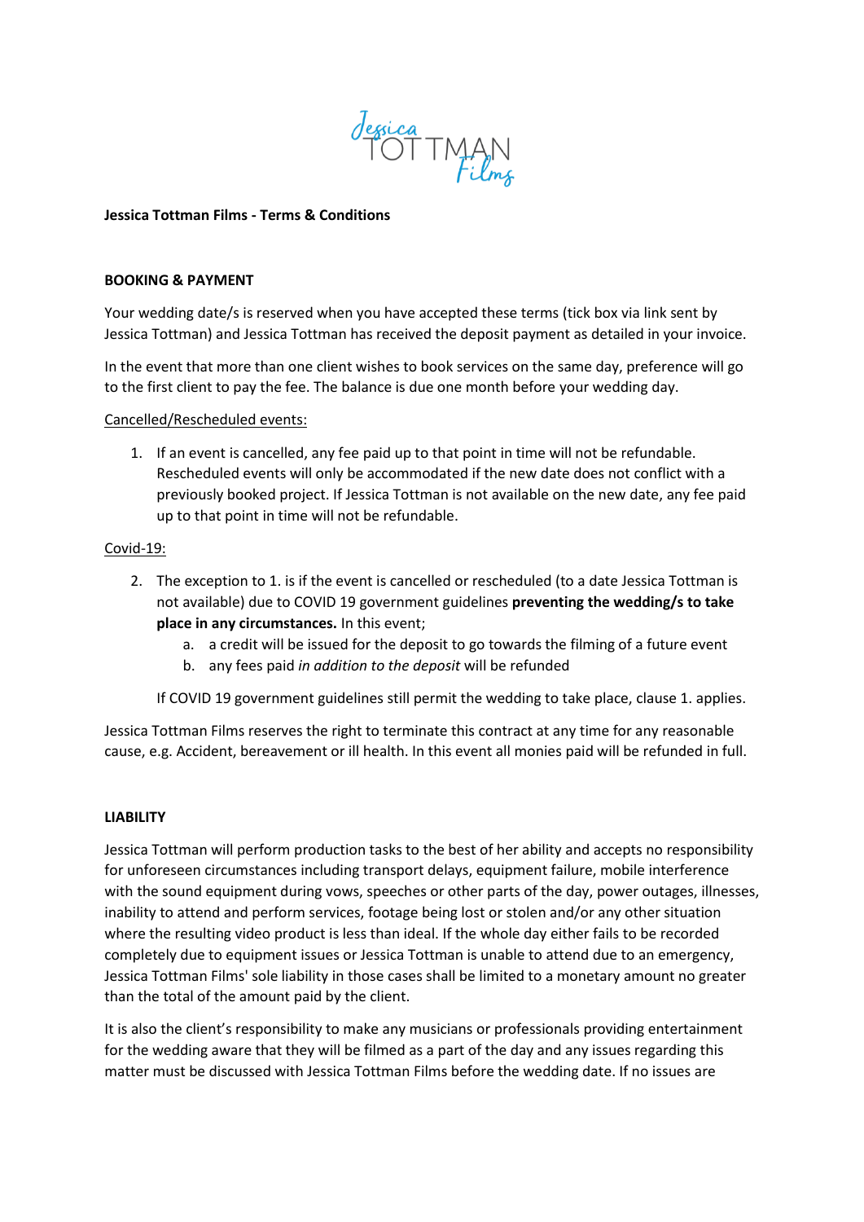**Jessica Tottman Films - Terms & Conditions**

**BOOKING & PAYMENT**

Your wedding date/s is reserved when you have accepted these terms (tick box via link sent by Jessica Tottman) and Jessica Tottman has received the deposit payment as detailed in your invoice.

In the event that more than one client wishes to book services on the same day, preference will go to the first client to pay the fee. The balance is due one month before your wedding day.

Cancelled/Rescheduled events:

1. If an event is cancelled, any fee paid up to that point in time will not be refundable. Rescheduled events will only be accommodated if the new date does not conflict with a previously booked project. If Jessica Tottman is not available on the new date, any fee paid up to that point in time will not be refundable.

Covid-19:

2. The exception to 1. is if the event is cancelled or rescheduled (to a date Jessica Tottman is not available) due to COVID 19 government guidelines **preventing the wedding/s to take place in any circumstances.** In this event;
   a. a credit will be issued for the deposit to go towards the filming of a future event
   b. any fees paid *in addition to the deposit* will be refunded

   If COVID 19 government guidelines still permit the wedding to take place, clause 1. applies.

Jessica Tottman Films reserves the right to terminate this contract at any time for any reasonable cause, e.g. Accident, bereavement or ill health. In this event all monies paid will be refunded in full.

**LIABILITY**

Jessica Tottman will perform production tasks to the best of her ability and accepts no responsibility for unforeseen circumstances including transport delays, equipment failure, mobile interference with the sound equipment during vows, speeches or other parts of the day, power outages, illnesses, inability to attend and perform services, footage being lost or stolen and/or any other situation where the resulting video product is less than ideal. If the whole day either fails to be recorded completely due to equipment issues or Jessica Tottman is unable to attend due to an emergency, Jessica Tottman Films' sole liability in those cases shall be limited to a monetary amount no greater than the total of the amount paid by the client.

It is also the client's responsibility to make any musicians or professionals providing entertainment for the wedding aware that they will be filmed as a part of the day and any issues regarding this matter must be discussed with Jessica Tottman Films before the wedding date. If no issues are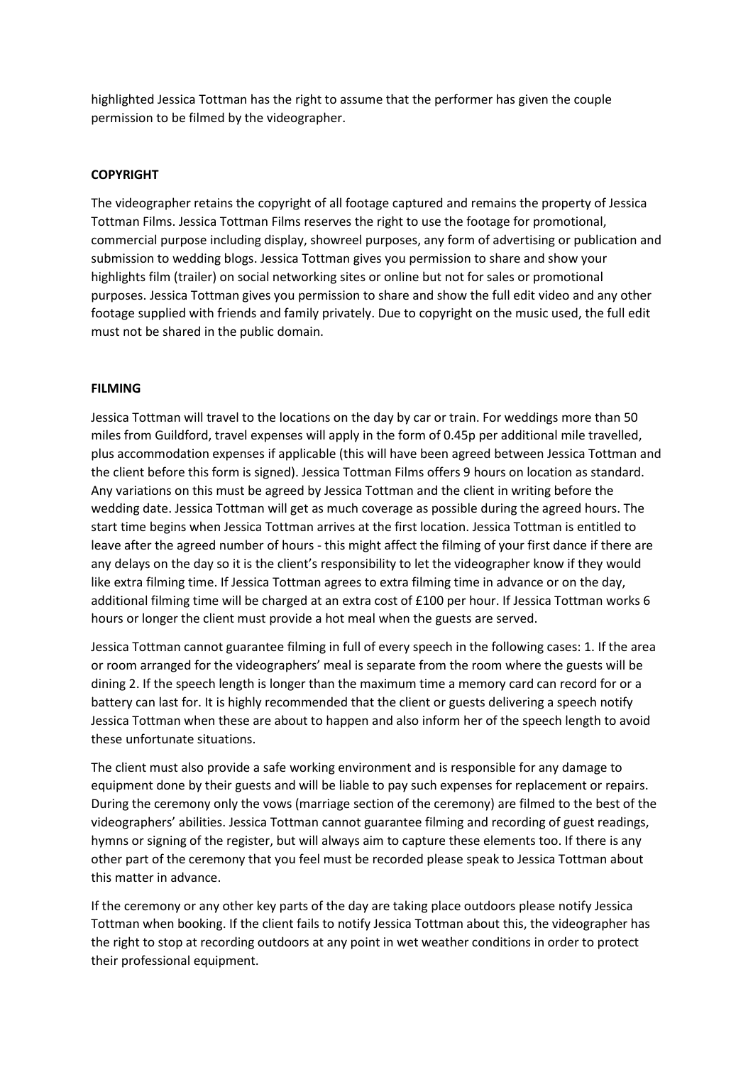highlighted Jessica Tottman has the right to assume that the performer has given the couple permission to be filmed by the videographer.

**COPYRIGHT**

The videographer retains the copyright of all footage captured and remains the property of Jessica Tottman Films. Jessica Tottman Films reserves the right to use the footage for promotional, commercial purpose including display, showreel purposes, any form of advertising or publication and submission to wedding blogs. Jessica Tottman gives you permission to share and show your highlights film (trailer) on social networking sites or online but not for sales or promotional purposes. Jessica Tottman gives you permission to share and show the full edit video and any other footage supplied with friends and family privately. Due to copyright on the music used, the full edit must not be shared in the public domain.

**FILMING**

Jessica Tottman will travel to the locations on the day by car or train. For weddings more than 50 miles from Guildford, travel expenses will apply in the form of 0.45p per additional mile travelled, plus accommodation expenses if applicable (this will have been agreed between Jessica Tottman and the client before this form is signed). Jessica Tottman Films offers 9 hours on location as standard. Any variations on this must be agreed by Jessica Tottman and the client in writing before the wedding date. Jessica Tottman will get as much coverage as possible during the agreed hours. The start time begins when Jessica Tottman arrives at the first location. Jessica Tottman is entitled to leave after the agreed number of hours - this might affect the filming of your first dance if there are any delays on the day so it is the client's responsibility to let the videographer know if they would like extra filming time. If Jessica Tottman agrees to extra filming time in advance or on the day, additional filming time will be charged at an extra cost of £100 per hour. If Jessica Tottman works 6 hours or longer the client must provide a hot meal when the guests are served.

Jessica Tottman cannot guarantee filming in full of every speech in the following cases: 1. If the area or room arranged for the videographers' meal is separate from the room where the guests will be dining 2. If the speech length is longer than the maximum time a memory card can record for or a battery can last for. It is highly recommended that the client or guests delivering a speech notify Jessica Tottman when these are about to happen and also inform her of the speech length to avoid these unfortunate situations.

The client must also provide a safe working environment and is responsible for any damage to equipment done by their guests and will be liable to pay such expenses for replacement or repairs. During the ceremony only the vows (marriage section of the ceremony) are filmed to the best of the videographers' abilities. Jessica Tottman cannot guarantee filming and recording of guest readings, hymns or signing of the register, but will always aim to capture these elements too. If there is any other part of the ceremony that you feel must be recorded please speak to Jessica Tottman about this matter in advance.

If the ceremony or any other key parts of the day are taking place outdoors please notify Jessica Tottman when booking. If the client fails to notify Jessica Tottman about this, the videographer has the right to stop at recording outdoors at any point in wet weather conditions in order to protect their professional equipment.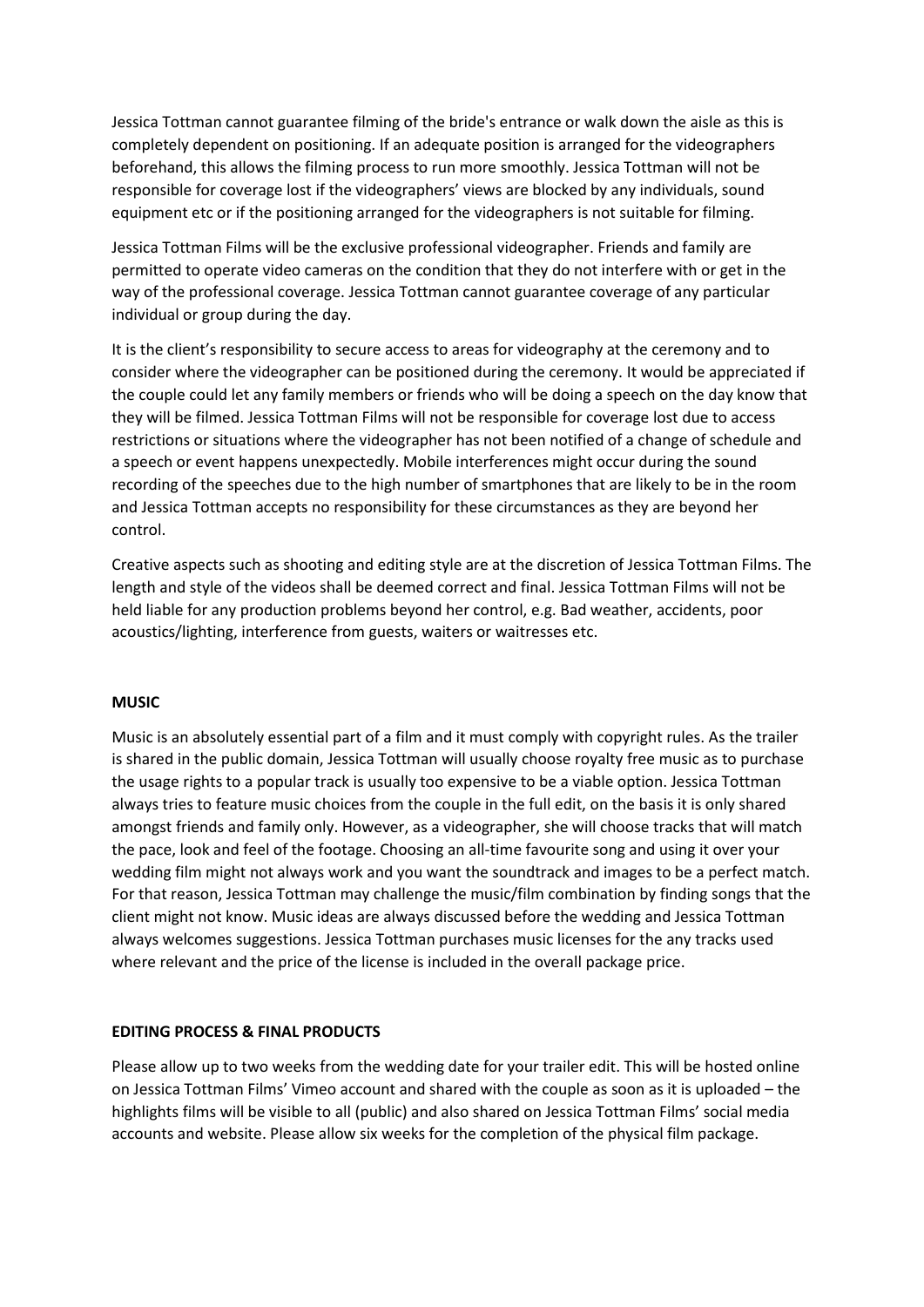Jessica Tottman cannot guarantee filming of the bride's entrance or walk down the aisle as this is completely dependent on positioning. If an adequate position is arranged for the videographers beforehand, this allows the filming process to run more smoothly. Jessica Tottman will not be responsible for coverage lost if the videographers' views are blocked by any individuals, sound equipment etc or if the positioning arranged for the videographers is not suitable for filming.

Jessica Tottman Films will be the exclusive professional videographer. Friends and family are permitted to operate video cameras on the condition that they do not interfere with or get in the way of the professional coverage. Jessica Tottman cannot guarantee coverage of any particular individual or group during the day.

It is the client's responsibility to secure access to areas for videography at the ceremony and to consider where the videographer can be positioned during the ceremony. It would be appreciated if the couple could let any family members or friends who will be doing a speech on the day know that they will be filmed. Jessica Tottman Films will not be responsible for coverage lost due to access restrictions or situations where the videographer has not been notified of a change of schedule and a speech or event happens unexpectedly. Mobile interferences might occur during the sound recording of the speeches due to the high number of smartphones that are likely to be in the room and Jessica Tottman accepts no responsibility for these circumstances as they are beyond her control.

Creative aspects such as shooting and editing style are at the discretion of Jessica Tottman Films. The length and style of the videos shall be deemed correct and final. Jessica Tottman Films will not be held liable for any production problems beyond her control, e.g. Bad weather, accidents, poor acoustics/lighting, interference from guests, waiters or waitresses etc.

**MUSIC**

Music is an absolutely essential part of a film and it must comply with copyright rules. As the trailer is shared in the public domain, Jessica Tottman will usually choose royalty free music as to purchase the usage rights to a popular track is usually too expensive to be a viable option. Jessica Tottman always tries to feature music choices from the couple in the full edit, on the basis it is only shared amongst friends and family only. However, as a videographer, she will choose tracks that will match the pace, look and feel of the footage. Choosing an all-time favourite song and using it over your wedding film might not always work and you want the soundtrack and images to be a perfect match. For that reason, Jessica Tottman may challenge the music/film combination by finding songs that the client might not know. Music ideas are always discussed before the wedding and Jessica Tottman always welcomes suggestions. Jessica Tottman purchases music licenses for the any tracks used where relevant and the price of the license is included in the overall package price.

**EDITING PROCESS & FINAL PRODUCTS**

Please allow up to two weeks from the wedding date for your trailer edit. This will be hosted online on Jessica Tottman Films' Vimeo account and shared with the couple as soon as it is uploaded – the highlights films will be visible to all (public) and also shared on Jessica Tottman Films' social media accounts and website. Please allow six weeks for the completion of the physical film package.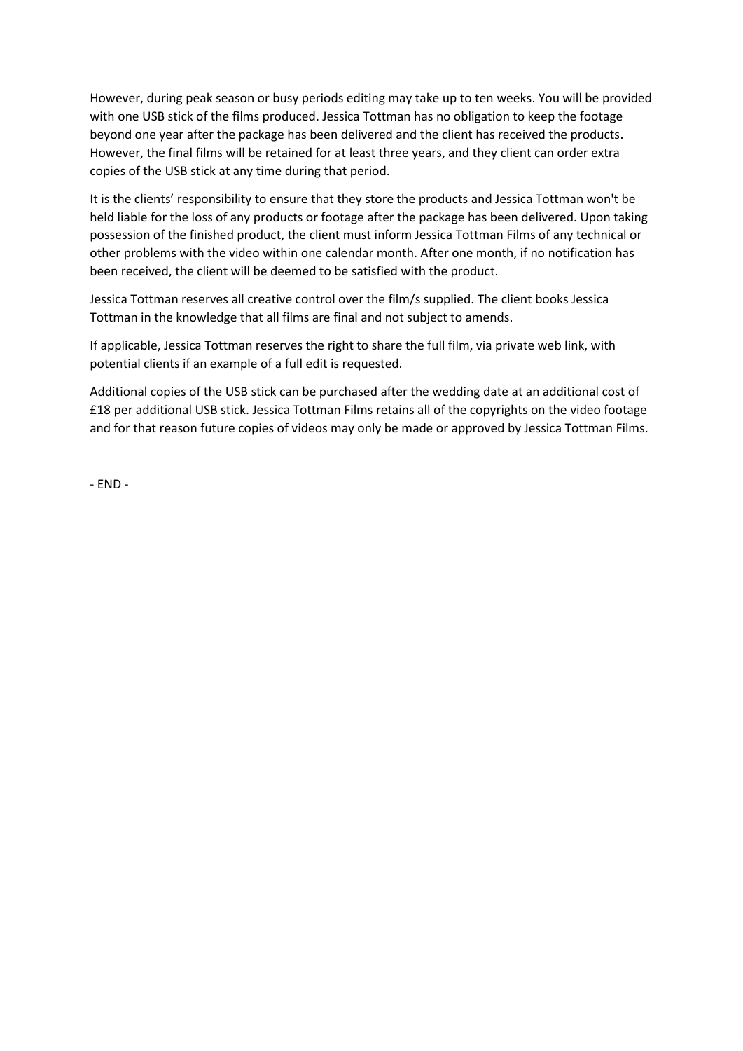However, during peak season or busy periods editing may take up to ten weeks. You will be provided with one USB stick of the films produced. Jessica Tottman has no obligation to keep the footage beyond one year after the package has been delivered and the client has received the products. However, the final films will be retained for at least three years, and they client can order extra copies of the USB stick at any time during that period.

It is the clients' responsibility to ensure that they store the products and Jessica Tottman won't be held liable for the loss of any products or footage after the package has been delivered. Upon taking possession of the finished product, the client must inform Jessica Tottman Films of any technical or other problems with the video within one calendar month. After one month, if no notification has been received, the client will be deemed to be satisfied with the product.

Jessica Tottman reserves all creative control over the film/s supplied. The client books Jessica Tottman in the knowledge that all films are final and not subject to amends.

If applicable, Jessica Tottman reserves the right to share the full film, via private web link, with potential clients if an example of a full edit is requested.

Additional copies of the USB stick can be purchased after the wedding date at an additional cost of £18 per additional USB stick. Jessica Tottman Films retains all of the copyrights on the video footage and for that reason future copies of videos may only be made or approved by Jessica Tottman Films.

- END -